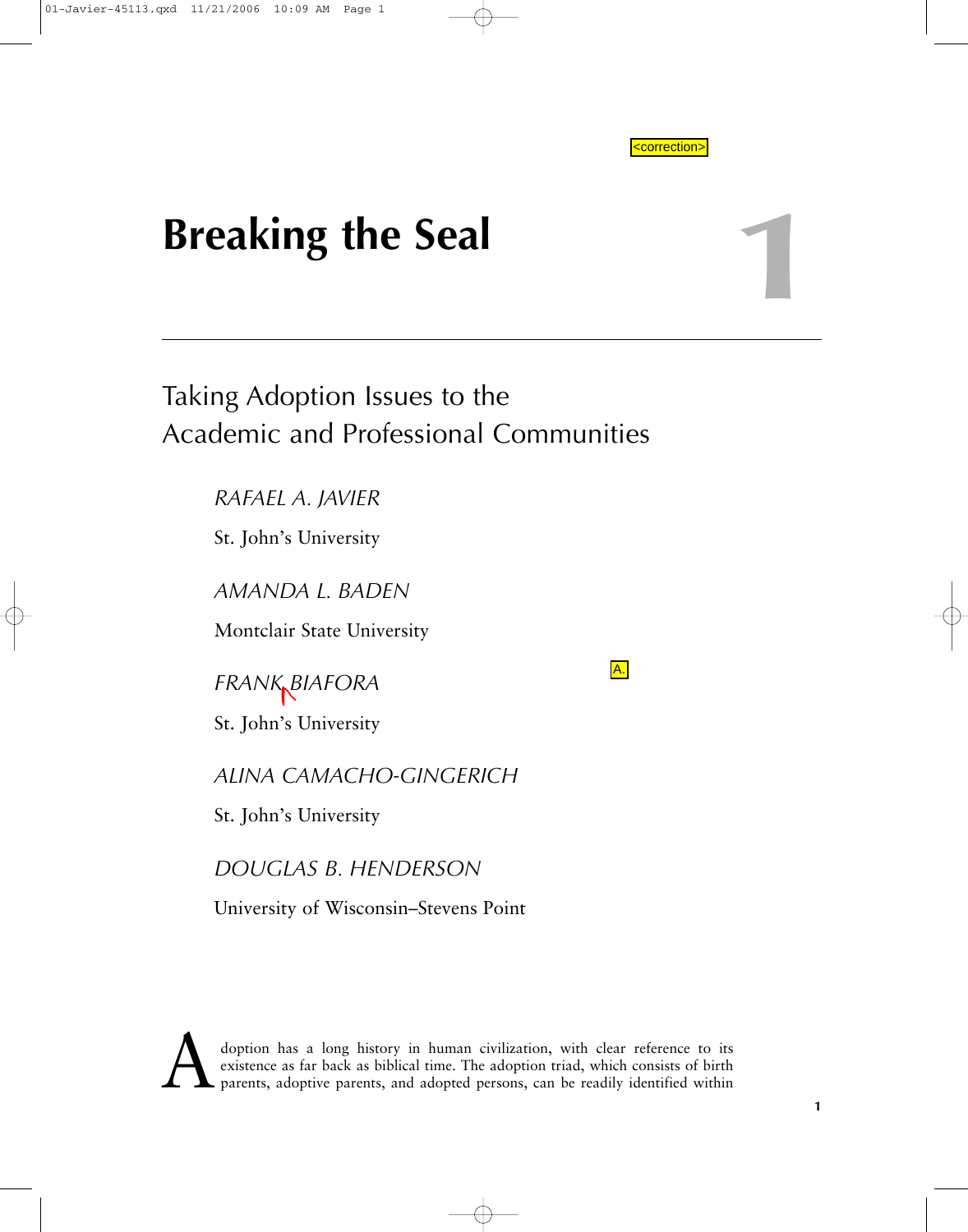# Breaking the Seal

## Taking Adoption Issues to the Academic and Professional Communities

*RAFAEL A. JAVIER*

St. John's University

*AMANDA L. BADEN*

Montclair State University

*FRANK BIAFORA*

St. John's University

*ALINA CAMACHO-GINGERICH*

St. John's University

*DOUGLAS B. HENDERSON*

University of Wisconsin–Stevens Point

Adoption has a long history in human civilization, with clear reference to its existence as far back as biblical time. The adoption triad, which consists of birth parents, adoptive parents, and adopted persons, can be readily identified within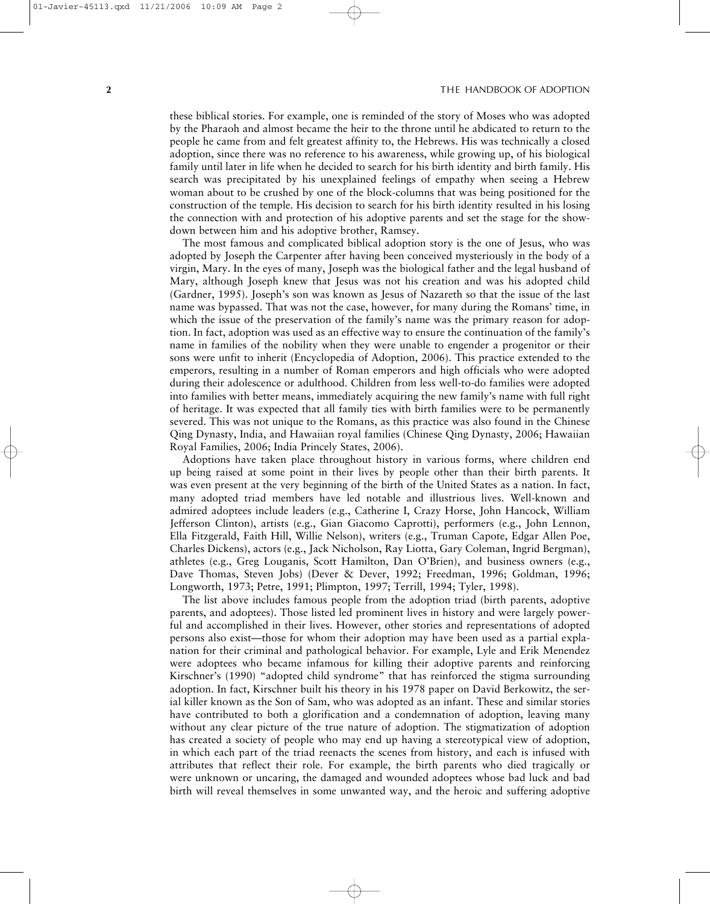these biblical stories. For example, one is reminded of the story of Moses who was adopted by the Pharaoh and almost became the heir to the throne until he abdicated to return to the people he came from and felt greatest affinity to, the Hebrews. His was technically a closed adoption, since there was no reference to his awareness, while growing up, of his biological family until later in life when he decided to search for his birth identity and birth family. His search was precipitated by his unexplained feelings of empathy when seeing a Hebrew woman about to be crushed by one of the block-columns that was being positioned for the construction of the temple. His decision to search for his birth identity resulted in his losing the connection with and protection of his adoptive parents and set the stage for the showdown between him and his adoptive brother, Ramsey.

The most famous and complicated biblical adoption story is the one of Jesus, who was adopted by Joseph the Carpenter after having been conceived mysteriously in the body of a virgin, Mary. In the eyes of many, Joseph was the biological father and the legal husband of Mary, although Joseph knew that Jesus was not his creation and was his adopted child (Gardner, 1995). Joseph's son was known as Jesus of Nazareth so that the issue of the last name was bypassed. That was not the case, however, for many during the Romans' time, in which the issue of the preservation of the family's name was the primary reason for adoption. In fact, adoption was used as an effective way to ensure the continuation of the family's name in families of the nobility when they were unable to engender a progenitor or their sons were unfit to inherit (Encyclopedia of Adoption, 2006). This practice extended to the emperors, resulting in a number of Roman emperors and high officials who were adopted during their adolescence or adulthood. Children from less well-to-do families were adopted into families with better means, immediately acquiring the new family's name with full right of heritage. It was expected that all family ties with birth families were to be permanently severed. This was not unique to the Romans, as this practice was also found in the Chinese Qing Dynasty, India, and Hawaiian royal families (Chinese Qing Dynasty, 2006; Hawaiian Royal Families, 2006; India Princely States, 2006).

Adoptions have taken place throughout history in various forms, where children end up being raised at some point in their lives by people other than their birth parents. It was even present at the very beginning of the birth of the United States as a nation. In fact, many adopted triad members have led notable and illustrious lives. Well-known and admired adoptees include leaders (e.g., Catherine I, Crazy Horse, John Hancock, William Jefferson Clinton), artists (e.g., Gian Giacomo Caprotti), performers (e.g., John Lennon, Ella Fitzgerald, Faith Hill, Willie Nelson), writers (e.g., Truman Capote, Edgar Allen Poe, Charles Dickens), actors (e.g., Jack Nicholson, Ray Liotta, Gary Coleman, Ingrid Bergman), athletes (e.g., Greg Louganis, Scott Hamilton, Dan O'Brien), and business owners (e.g., Dave Thomas, Steven Jobs) (Dever & Dever, 1992; Freedman, 1996; Goldman, 1996; Longworth, 1973; Petre, 1991; Plimpton, 1997; Terrill, 1994; Tyler, 1998).

The list above includes famous people from the adoption triad (birth parents, adoptive parents, and adoptees). Those listed led prominent lives in history and were largely powerful and accomplished in their lives. However, other stories and representations of adopted persons also exist—those for whom their adoption may have been used as a partial explanation for their criminal and pathological behavior. For example, Lyle and Erik Menendez were adoptees who became infamous for killing their adoptive parents and reinforcing Kirschner's (1990) "adopted child syndrome" that has reinforced the stigma surrounding adoption. In fact, Kirschner built his theory in his 1978 paper on David Berkowitz, the serial killer known as the Son of Sam, who was adopted as an infant. These and similar stories have contributed to both a glorification and a condemnation of adoption, leaving many without any clear picture of the true nature of adoption. The stigmatization of adoption has created a society of people who may end up having a stereotypical view of adoption, in which each part of the triad reenacts the scenes from history, and each is infused with attributes that reflect their role. For example, the birth parents who died tragically or were unknown or uncaring, the damaged and wounded adoptees whose bad luck and bad birth will reveal themselves in some unwanted way, and the heroic and suffering adoptive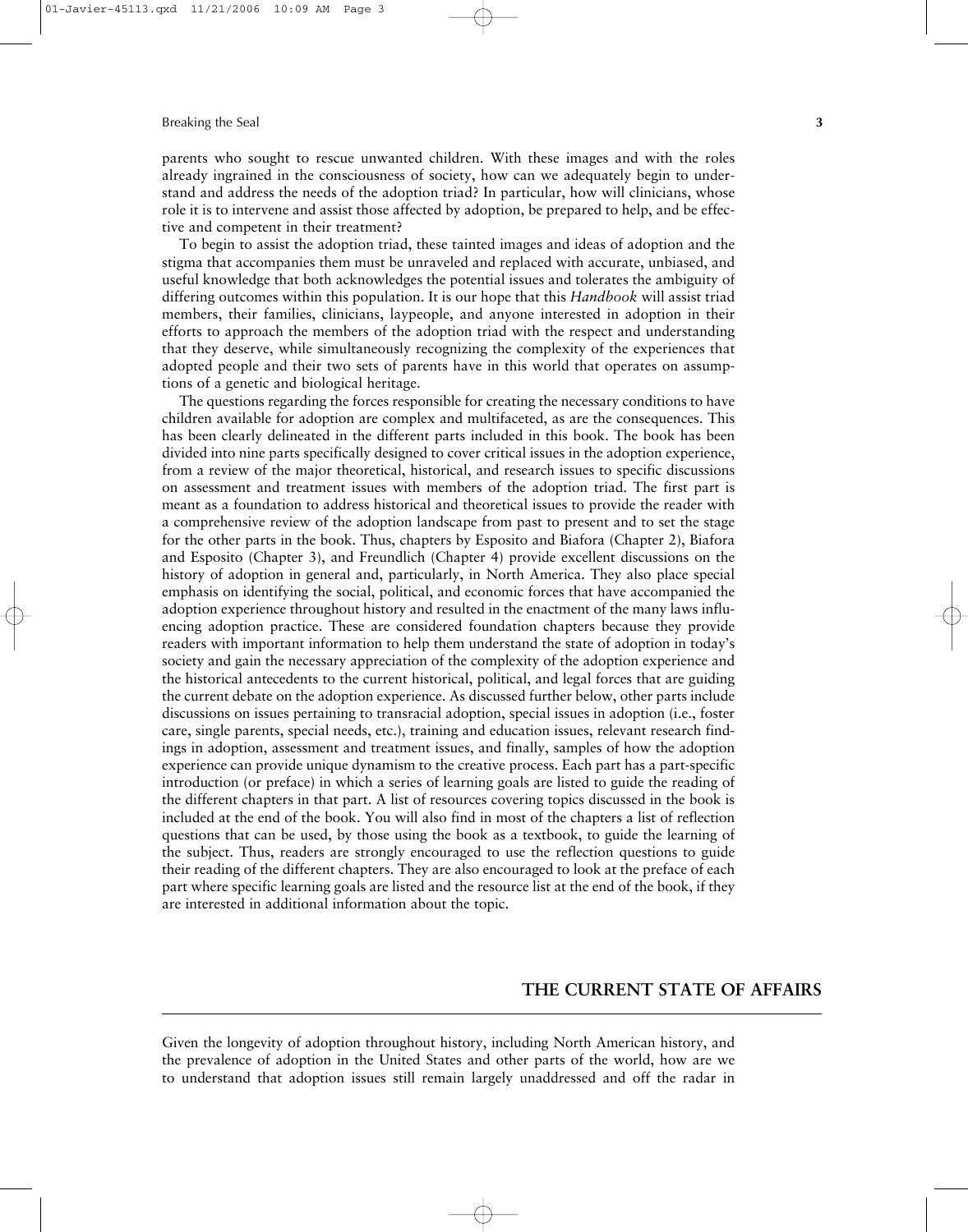parents who sought to rescue unwanted children. With these images and with the roles already ingrained in the consciousness of society, how can we adequately begin to understand and address the needs of the adoption triad? In particular, how will clinicians, whose role it is to intervene and assist those affected by adoption, be prepared to help, and be effective and competent in their treatment?

To begin to assist the adoption triad, these tainted images and ideas of adoption and the stigma that accompanies them must be unraveled and replaced with accurate, unbiased, and useful knowledge that both acknowledges the potential issues and tolerates the ambiguity of differing outcomes within this population. It is our hope that this *Handbook* will assist triad members, their families, clinicians, laypeople, and anyone interested in adoption in their efforts to approach the members of the adoption triad with the respect and understanding that they deserve, while simultaneously recognizing the complexity of the experiences that adopted people and their two sets of parents have in this world that operates on assumptions of a genetic and biological heritage.

The questions regarding the forces responsible for creating the necessary conditions to have children available for adoption are complex and multifaceted, as are the consequences. This has been clearly delineated in the different parts included in this book. The book has been divided into nine parts specifically designed to cover critical issues in the adoption experience, from a review of the major theoretical, historical, and research issues to specific discussions on assessment and treatment issues with members of the adoption triad. The first part is meant as a foundation to address historical and theoretical issues to provide the reader with a comprehensive review of the adoption landscape from past to present and to set the stage for the other parts in the book. Thus, chapters by Esposito and Biafora (Chapter 2), Biafora and Esposito (Chapter 3), and Freundlich (Chapter 4) provide excellent discussions on the history of adoption in general and, particularly, in North America. They also place special emphasis on identifying the social, political, and economic forces that have accompanied the adoption experience throughout history and resulted in the enactment of the many laws influencing adoption practice. These are considered foundation chapters because they provide readers with important information to help them understand the state of adoption in today's society and gain the necessary appreciation of the complexity of the adoption experience and the historical antecedents to the current historical, political, and legal forces that are guiding the current debate on the adoption experience. As discussed further below, other parts include discussions on issues pertaining to transracial adoption, special issues in adoption (i.e., foster care, single parents, special needs, etc.), training and education issues, relevant research findings in adoption, assessment and treatment issues, and finally, samples of how the adoption experience can provide unique dynamism to the creative process. Each part has a part-specific introduction (or preface) in which a series of learning goals are listed to guide the reading of the different chapters in that part. A list of resources covering topics discussed in the book is included at the end of the book. You will also find in most of the chapters a list of reflection questions that can be used, by those using the book as a textbook, to guide the learning of the subject. Thus, readers are strongly encouraged to use the reflection questions to guide their reading of the different chapters. They are also encouraged to look at the preface of each part where specific learning goals are listed and the resource list at the end of the book, if they are interested in additional information about the topic.

## THE CURRENT STATE OF AFFAIRS

Given the longevity of adoption throughout history, including North American history, and the prevalence of adoption in the United States and other parts of the world, how are we to understand that adoption issues still remain largely unaddressed and off the radar in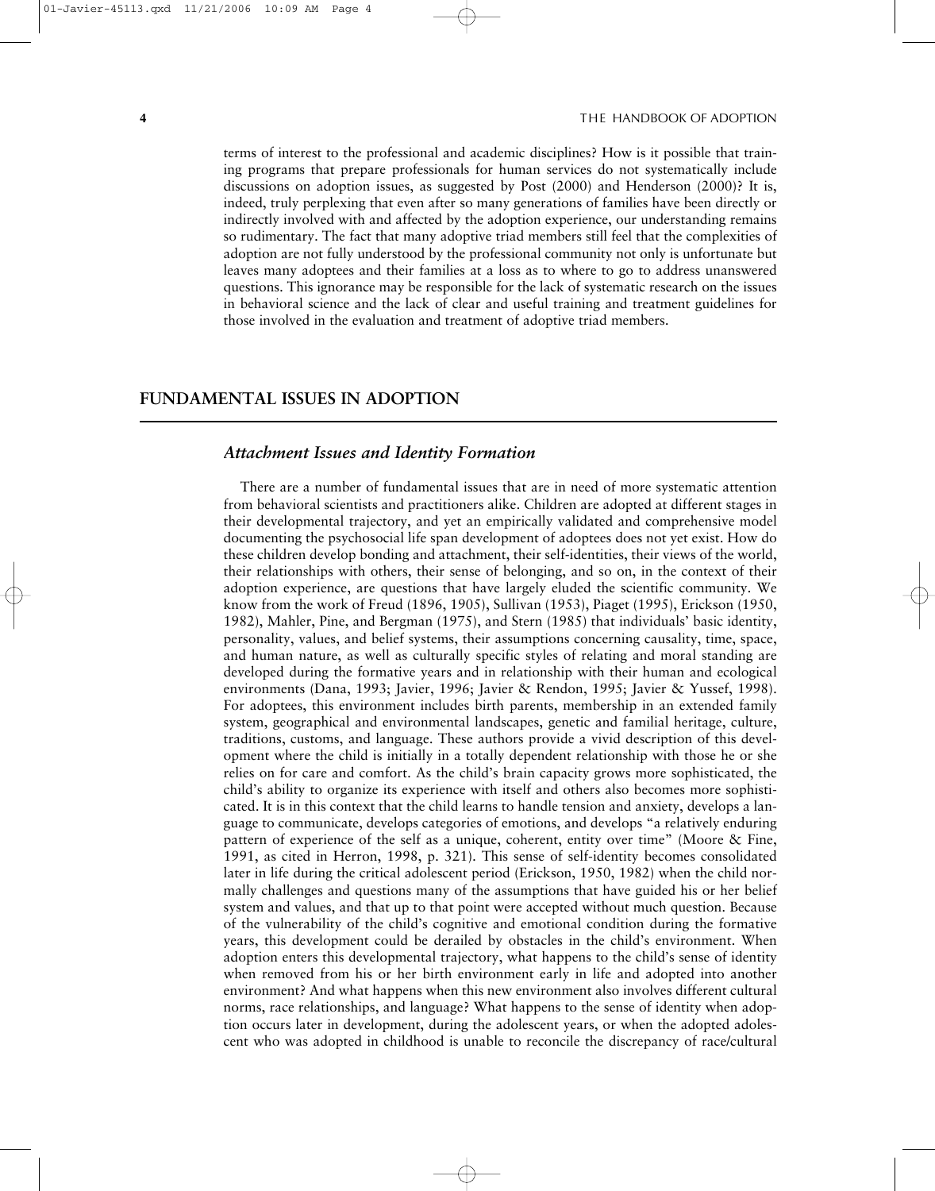terms of interest to the professional and academic disciplines? How is it possible that training programs that prepare professionals for human services do not systematically include discussions on adoption issues, as suggested by Post (2000) and Henderson (2000)? It is, indeed, truly perplexing that even after so many generations of families have been directly or indirectly involved with and affected by the adoption experience, our understanding remains so rudimentary. The fact that many adoptive triad members still feel that the complexities of adoption are not fully understood by the professional community not only is unfortunate but leaves many adoptees and their families at a loss as to where to go to address unanswered questions. This ignorance may be responsible for the lack of systematic research on the issues in behavioral science and the lack of clear and useful training and treatment guidelines for those involved in the evaluation and treatment of adoptive triad members.

## FUNDAMENTAL ISSUES IN ADOPTION

### *Attachment Issues and Identity Formation*

There are a number of fundamental issues that are in need of more systematic attention from behavioral scientists and practitioners alike. Children are adopted at different stages in their developmental trajectory, and yet an empirically validated and comprehensive model documenting the psychosocial life span development of adoptees does not yet exist. How do these children develop bonding and attachment, their self-identities, their views of the world, their relationships with others, their sense of belonging, and so on, in the context of their adoption experience, are questions that have largely eluded the scientific community. We know from the work of Freud (1896, 1905), Sullivan (1953), Piaget (1995), Erickson (1950, 1982), Mahler, Pine, and Bergman (1975), and Stern (1985) that individuals' basic identity, personality, values, and belief systems, their assumptions concerning causality, time, space, and human nature, as well as culturally specific styles of relating and moral standing are developed during the formative years and in relationship with their human and ecological environments (Dana, 1993; Javier, 1996; Javier & Rendon, 1995; Javier & Yussef, 1998). For adoptees, this environment includes birth parents, membership in an extended family system, geographical and environmental landscapes, genetic and familial heritage, culture, traditions, customs, and language. These authors provide a vivid description of this development where the child is initially in a totally dependent relationship with those he or she relies on for care and comfort. As the child's brain capacity grows more sophisticated, the child's ability to organize its experience with itself and others also becomes more sophisticated. It is in this context that the child learns to handle tension and anxiety, develops a language to communicate, develops categories of emotions, and develops "a relatively enduring pattern of experience of the self as a unique, coherent, entity over time" (Moore & Fine, 1991, as cited in Herron, 1998, p. 321). This sense of self-identity becomes consolidated later in life during the critical adolescent period (Erickson, 1950, 1982) when the child normally challenges and questions many of the assumptions that have guided his or her belief system and values, and that up to that point were accepted without much question. Because of the vulnerability of the child's cognitive and emotional condition during the formative years, this development could be derailed by obstacles in the child's environment. When adoption enters this developmental trajectory, what happens to the child's sense of identity when removed from his or her birth environment early in life and adopted into another environment? And what happens when this new environment also involves different cultural norms, race relationships, and language? What happens to the sense of identity when adoption occurs later in development, during the adolescent years, or when the adopted adolescent who was adopted in childhood is unable to reconcile the discrepancy of race/cultural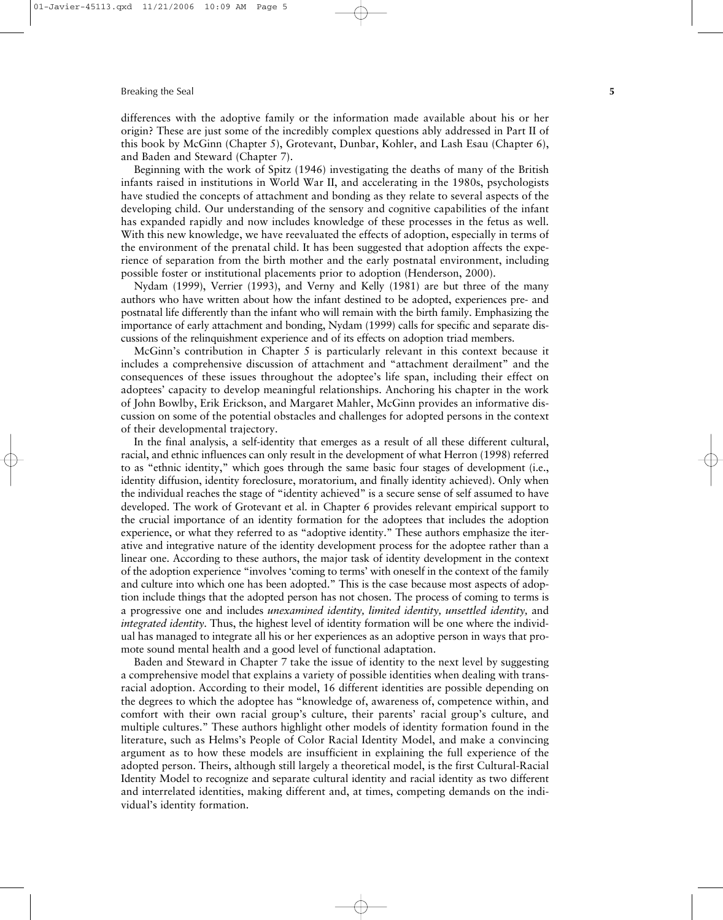differences with the adoptive family or the information made available about his or her origin? These are just some of the incredibly complex questions ably addressed in Part II of this book by McGinn (Chapter 5), Grotevant, Dunbar, Kohler, and Lash Esau (Chapter 6), and Baden and Steward (Chapter 7).

Beginning with the work of Spitz (1946) investigating the deaths of many of the British infants raised in institutions in World War II, and accelerating in the 1980s, psychologists have studied the concepts of attachment and bonding as they relate to several aspects of the developing child. Our understanding of the sensory and cognitive capabilities of the infant has expanded rapidly and now includes knowledge of these processes in the fetus as well. With this new knowledge, we have reevaluated the effects of adoption, especially in terms of the environment of the prenatal child. It has been suggested that adoption affects the experience of separation from the birth mother and the early postnatal environment, including possible foster or institutional placements prior to adoption (Henderson, 2000).

Nydam (1999), Verrier (1993), and Verny and Kelly (1981) are but three of the many authors who have written about how the infant destined to be adopted, experiences pre- and postnatal life differently than the infant who will remain with the birth family. Emphasizing the importance of early attachment and bonding, Nydam (1999) calls for specific and separate discussions of the relinquishment experience and of its effects on adoption triad members.

McGinn's contribution in Chapter 5 is particularly relevant in this context because it includes a comprehensive discussion of attachment and "attachment derailment" and the consequences of these issues throughout the adoptee's life span, including their effect on adoptees' capacity to develop meaningful relationships. Anchoring his chapter in the work of John Bowlby, Erik Erickson, and Margaret Mahler, McGinn provides an informative discussion on some of the potential obstacles and challenges for adopted persons in the context of their developmental trajectory.

In the final analysis, a self-identity that emerges as a result of all these different cultural, racial, and ethnic influences can only result in the development of what Herron (1998) referred to as "ethnic identity," which goes through the same basic four stages of development (i.e., identity diffusion, identity foreclosure, moratorium, and finally identity achieved). Only when the individual reaches the stage of "identity achieved" is a secure sense of self assumed to have developed. The work of Grotevant et al. in Chapter 6 provides relevant empirical support to the crucial importance of an identity formation for the adoptees that includes the adoption experience, or what they referred to as "adoptive identity." These authors emphasize the iterative and integrative nature of the identity development process for the adoptee rather than a linear one. According to these authors, the major task of identity development in the context of the adoption experience "involves 'coming to terms' with oneself in the context of the family and culture into which one has been adopted." This is the case because most aspects of adoption include things that the adopted person has not chosen. The process of coming to terms is a progressive one and includes *unexamined identity, limited identity, unsettled identity,* and *integrated identity*. Thus, the highest level of identity formation will be one where the individual has managed to integrate all his or her experiences as an adoptive person in ways that promote sound mental health and a good level of functional adaptation.

Baden and Steward in Chapter 7 take the issue of identity to the next level by suggesting a comprehensive model that explains a variety of possible identities when dealing with transracial adoption. According to their model, 16 different identities are possible depending on the degrees to which the adoptee has "knowledge of, awareness of, competence within, and comfort with their own racial group's culture, their parents' racial group's culture, and multiple cultures." These authors highlight other models of identity formation found in the literature, such as Helms's People of Color Racial Identity Model, and make a convincing argument as to how these models are insufficient in explaining the full experience of the adopted person. Theirs, although still largely a theoretical model, is the first Cultural-Racial Identity Model to recognize and separate cultural identity and racial identity as two different and interrelated identities, making different and, at times, competing demands on the individual's identity formation.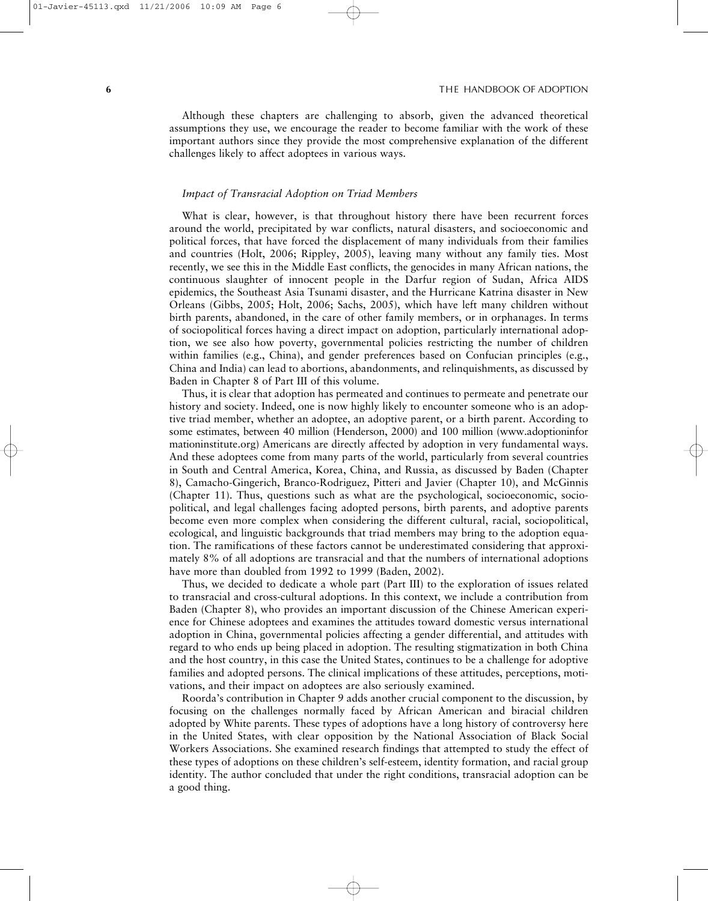Although these chapters are challenging to absorb, given the advanced theoretical assumptions they use, we encourage the reader to become familiar with the work of these important authors since they provide the most comprehensive explanation of the different challenges likely to affect adoptees in various ways.

### *Impact of Transracial Adoption on Triad Members*

What is clear, however, is that throughout history there have been recurrent forces around the world, precipitated by war conflicts, natural disasters, and socioeconomic and political forces, that have forced the displacement of many individuals from their families and countries (Holt, 2006; Rippley, 2005), leaving many without any family ties. Most recently, we see this in the Middle East conflicts, the genocides in many African nations, the continuous slaughter of innocent people in the Darfur region of Sudan, Africa AIDS epidemics, the Southeast Asia Tsunami disaster, and the Hurricane Katrina disaster in New Orleans (Gibbs, 2005; Holt, 2006; Sachs, 2005), which have left many children without birth parents, abandoned, in the care of other family members, or in orphanages. In terms of sociopolitical forces having a direct impact on adoption, particularly international adoption, we see also how poverty, governmental policies restricting the number of children within families (e.g., China), and gender preferences based on Confucian principles (e.g., China and India) can lead to abortions, abandonments, and relinquishments, as discussed by Baden in Chapter 8 of Part III of this volume.

Thus, it is clear that adoption has permeated and continues to permeate and penetrate our history and society. Indeed, one is now highly likely to encounter someone who is an adoptive triad member, whether an adoptee, an adoptive parent, or a birth parent. According to some estimates, between 40 million (Henderson, 2000) and 100 million (www.adoptioninformationinstitute.org) Americans are directly affected by adoption in very fundamental ways. And these adoptees come from many parts of the world, particularly from several countries in South and Central America, Korea, China, and Russia, as discussed by Baden (Chapter 8), Camacho-Gingerich, Branco-Rodriguez, Pitteri and Javier (Chapter 10), and McGinnis (Chapter 11). Thus, questions such as what are the psychological, socioeconomic, sociopolitical, and legal challenges facing adopted persons, birth parents, and adoptive parents become even more complex when considering the different cultural, racial, sociopolitical, ecological, and linguistic backgrounds that triad members may bring to the adoption equation. The ramifications of these factors cannot be underestimated considering that approximately 8% of all adoptions are transracial and that the numbers of international adoptions have more than doubled from 1992 to 1999 (Baden, 2002).

Thus, we decided to dedicate a whole part (Part III) to the exploration of issues related to transracial and cross-cultural adoptions. In this context, we include a contribution from Baden (Chapter 8), who provides an important discussion of the Chinese American experience for Chinese adoptees and examines the attitudes toward domestic versus international adoption in China, governmental policies affecting a gender differential, and attitudes with regard to who ends up being placed in adoption. The resulting stigmatization in both China and the host country, in this case the United States, continues to be a challenge for adoptive families and adopted persons. The clinical implications of these attitudes, perceptions, motivations, and their impact on adoptees are also seriously examined.

Roorda's contribution in Chapter 9 adds another crucial component to the discussion, by focusing on the challenges normally faced by African American and biracial children adopted by White parents. These types of adoptions have a long history of controversy here in the United States, with clear opposition by the National Association of Black Social Workers Associations. She examined research findings that attempted to study the effect of these types of adoptions on these children's self-esteem, identity formation, and racial group identity. The author concluded that under the right conditions, transracial adoption can be a good thing.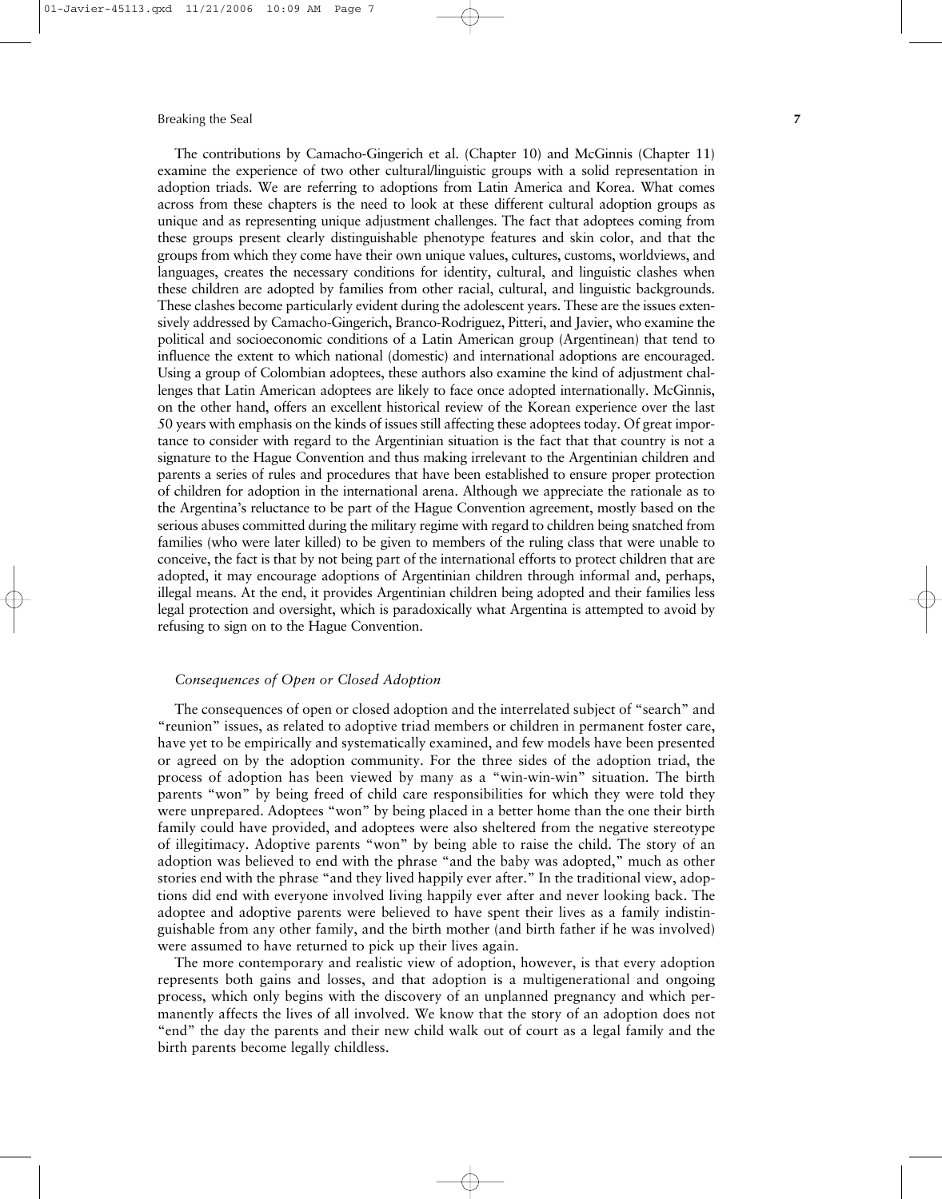The contributions by Camacho-Gingerich et al. (Chapter 10) and McGinnis (Chapter 11) examine the experience of two other cultural/linguistic groups with a solid representation in adoption triads. We are referring to adoptions from Latin America and Korea. What comes across from these chapters is the need to look at these different cultural adoption groups as unique and as representing unique adjustment challenges. The fact that adoptees coming from these groups present clearly distinguishable phenotype features and skin color, and that the groups from which they come have their own unique values, cultures, customs, worldviews, and languages, creates the necessary conditions for identity, cultural, and linguistic clashes when these children are adopted by families from other racial, cultural, and linguistic backgrounds. These clashes become particularly evident during the adolescent years. These are the issues extensively addressed by Camacho-Gingerich, Branco-Rodriguez, Pitteri, and Javier, who examine the political and socioeconomic conditions of a Latin American group (Argentinean) that tend to influence the extent to which national (domestic) and international adoptions are encouraged. Using a group of Colombian adoptees, these authors also examine the kind of adjustment challenges that Latin American adoptees are likely to face once adopted internationally. McGinnis, on the other hand, offers an excellent historical review of the Korean experience over the last 50 years with emphasis on the kinds of issues still affecting these adoptees today. Of great importance to consider with regard to the Argentinian situation is the fact that that country is not a signature to the Hague Convention and thus making irrelevant to the Argentinian children and parents a series of rules and procedures that have been established to ensure proper protection of children for adoption in the international arena. Although we appreciate the rationale as to the Argentina's reluctance to be part of the Hague Convention agreement, mostly based on the serious abuses committed during the military regime with regard to children being snatched from families (who were later killed) to be given to members of the ruling class that were unable to conceive, the fact is that by not being part of the international efforts to protect children that are adopted, it may encourage adoptions of Argentinian children through informal and, perhaps, illegal means. At the end, it provides Argentinian children being adopted and their families less legal protection and oversight, which is paradoxically what Argentina is attempted to avoid by refusing to sign on to the Hague Convention.

### *Consequences of Open or Closed Adoption*

The consequences of open or closed adoption and the interrelated subject of "search" and "reunion" issues, as related to adoptive triad members or children in permanent foster care, have yet to be empirically and systematically examined, and few models have been presented or agreed on by the adoption community. For the three sides of the adoption triad, the process of adoption has been viewed by many as a "win-win-win" situation. The birth parents "won" by being freed of child care responsibilities for which they were told they were unprepared. Adoptees "won" by being placed in a better home than the one their birth family could have provided, and adoptees were also sheltered from the negative stereotype of illegitimacy. Adoptive parents "won" by being able to raise the child. The story of an adoption was believed to end with the phrase "and the baby was adopted," much as other stories end with the phrase "and they lived happily ever after." In the traditional view, adoptions did end with everyone involved living happily ever after and never looking back. The adoptee and adoptive parents were believed to have spent their lives as a family indistinguishable from any other family, and the birth mother (and birth father if he was involved) were assumed to have returned to pick up their lives again.

The more contemporary and realistic view of adoption, however, is that every adoption represents both gains and losses, and that adoption is a multigenerational and ongoing process, which only begins with the discovery of an unplanned pregnancy and which permanently affects the lives of all involved. We know that the story of an adoption does not "end" the day the parents and their new child walk out of court as a legal family and the birth parents become legally childless.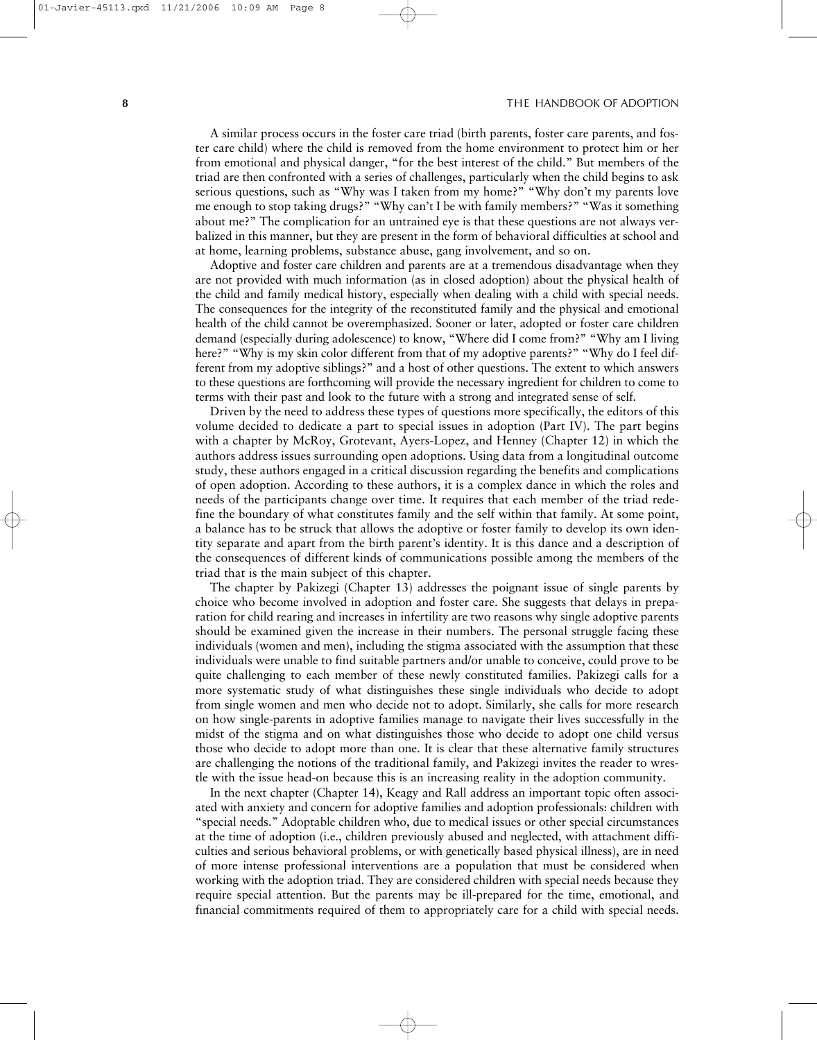A similar process occurs in the foster care triad (birth parents, foster care parents, and foster care child) where the child is removed from the home environment to protect him or her from emotional and physical danger, "for the best interest of the child." But members of the triad are then confronted with a series of challenges, particularly when the child begins to ask serious questions, such as "Why was I taken from my home?" "Why don't my parents love me enough to stop taking drugs?" "Why can't I be with family members?" "Was it something about me?" The complication for an untrained eye is that these questions are not always verbalized in this manner, but they are present in the form of behavioral difficulties at school and at home, learning problems, substance abuse, gang involvement, and so on.

Adoptive and foster care children and parents are at a tremendous disadvantage when they are not provided with much information (as in closed adoption) about the physical health of the child and family medical history, especially when dealing with a child with special needs. The consequences for the integrity of the reconstituted family and the physical and emotional health of the child cannot be overemphasized. Sooner or later, adopted or foster care children demand (especially during adolescence) to know, "Where did I come from?" "Why am I living here?" "Why is my skin color different from that of my adoptive parents?" "Why do I feel different from my adoptive siblings?" and a host of other questions. The extent to which answers to these questions are forthcoming will provide the necessary ingredient for children to come to terms with their past and look to the future with a strong and integrated sense of self.

Driven by the need to address these types of questions more specifically, the editors of this volume decided to dedicate a part to special issues in adoption (Part IV). The part begins with a chapter by McRoy, Grotevant, Ayers-Lopez, and Henney (Chapter 12) in which the authors address issues surrounding open adoptions. Using data from a longitudinal outcome study, these authors engaged in a critical discussion regarding the benefits and complications of open adoption. According to these authors, it is a complex dance in which the roles and needs of the participants change over time. It requires that each member of the triad redefine the boundary of what constitutes family and the self within that family. At some point, a balance has to be struck that allows the adoptive or foster family to develop its own identity separate and apart from the birth parent's identity. It is this dance and a description of the consequences of different kinds of communications possible among the members of the triad that is the main subject of this chapter.

The chapter by Pakizegi (Chapter 13) addresses the poignant issue of single parents by choice who become involved in adoption and foster care. She suggests that delays in preparation for child rearing and increases in infertility are two reasons why single adoptive parents should be examined given the increase in their numbers. The personal struggle facing these individuals (women and men), including the stigma associated with the assumption that these individuals were unable to find suitable partners and/or unable to conceive, could prove to be quite challenging to each member of these newly constituted families. Pakizegi calls for a more systematic study of what distinguishes these single individuals who decide to adopt from single women and men who decide not to adopt. Similarly, she calls for more research on how single-parents in adoptive families manage to navigate their lives successfully in the midst of the stigma and on what distinguishes those who decide to adopt one child versus those who decide to adopt more than one. It is clear that these alternative family structures are challenging the notions of the traditional family, and Pakizegi invites the reader to wrestle with the issue head-on because this is an increasing reality in the adoption community.

In the next chapter (Chapter 14), Keagy and Rall address an important topic often associated with anxiety and concern for adoptive families and adoption professionals: children with "special needs." Adoptable children who, due to medical issues or other special circumstances at the time of adoption (i.e., children previously abused and neglected, with attachment difficulties and serious behavioral problems, or with genetically based physical illness), are in need of more intense professional interventions are a population that must be considered when working with the adoption triad. They are considered children with special needs because they require special attention. But the parents may be ill-prepared for the time, emotional, and financial commitments required of them to appropriately care for a child with special needs.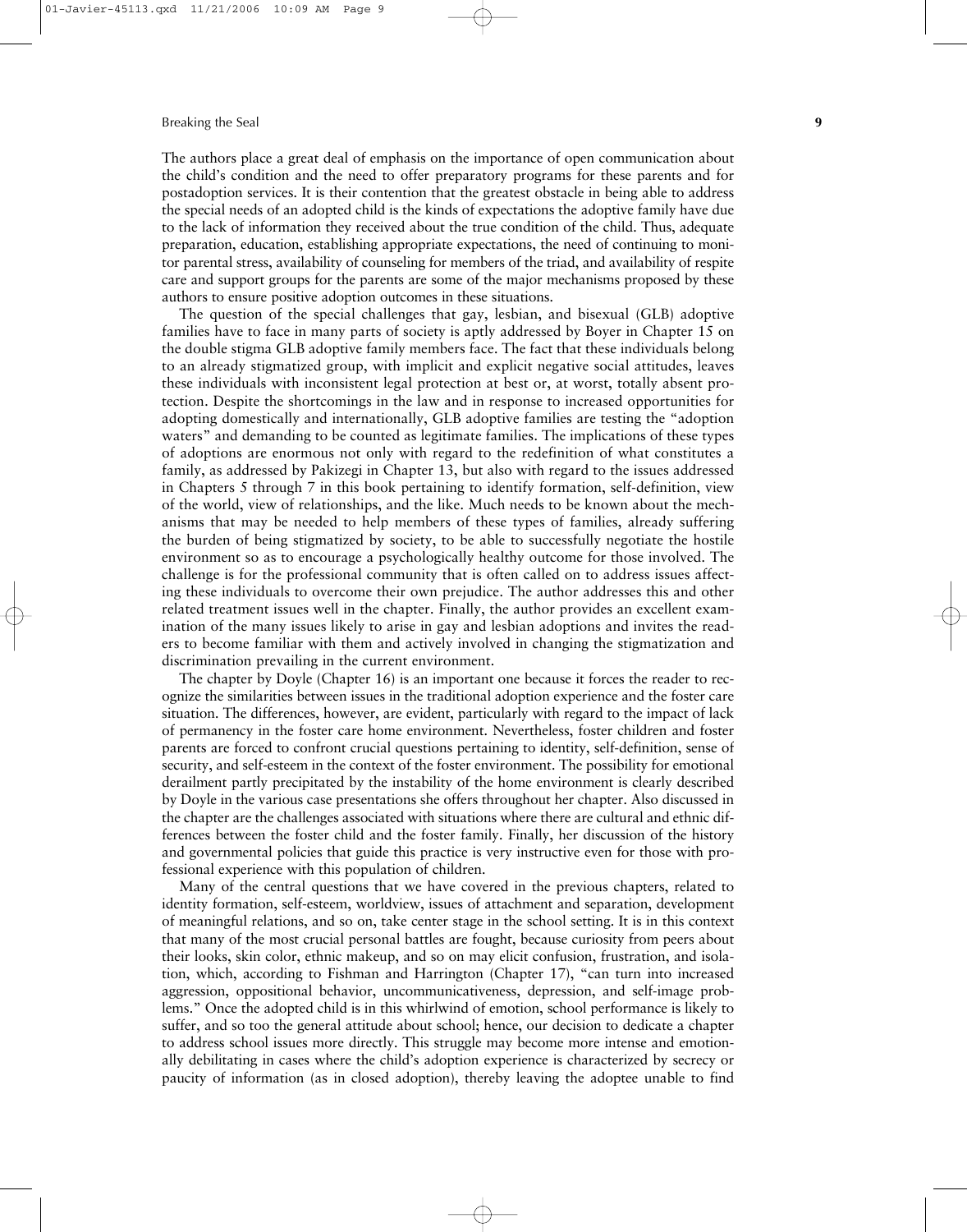The authors place a great deal of emphasis on the importance of open communication about the child's condition and the need to offer preparatory programs for these parents and for postadoption services. It is their contention that the greatest obstacle in being able to address the special needs of an adopted child is the kinds of expectations the adoptive family have due to the lack of information they received about the true condition of the child. Thus, adequate preparation, education, establishing appropriate expectations, the need of continuing to monitor parental stress, availability of counseling for members of the triad, and availability of respite care and support groups for the parents are some of the major mechanisms proposed by these authors to ensure positive adoption outcomes in these situations.

The question of the special challenges that gay, lesbian, and bisexual (GLB) adoptive families have to face in many parts of society is aptly addressed by Boyer in Chapter 15 on the double stigma GLB adoptive family members face. The fact that these individuals belong to an already stigmatized group, with implicit and explicit negative social attitudes, leaves these individuals with inconsistent legal protection at best or, at worst, totally absent protection. Despite the shortcomings in the law and in response to increased opportunities for adopting domestically and internationally, GLB adoptive families are testing the "adoption waters" and demanding to be counted as legitimate families. The implications of these types of adoptions are enormous not only with regard to the redefinition of what constitutes a family, as addressed by Pakizegi in Chapter 13, but also with regard to the issues addressed in Chapters 5 through 7 in this book pertaining to identify formation, self-definition, view of the world, view of relationships, and the like. Much needs to be known about the mechanisms that may be needed to help members of these types of families, already suffering the burden of being stigmatized by society, to be able to successfully negotiate the hostile environment so as to encourage a psychologically healthy outcome for those involved. The challenge is for the professional community that is often called on to address issues affecting these individuals to overcome their own prejudice. The author addresses this and other related treatment issues well in the chapter. Finally, the author provides an excellent examination of the many issues likely to arise in gay and lesbian adoptions and invites the readers to become familiar with them and actively involved in changing the stigmatization and discrimination prevailing in the current environment.

The chapter by Doyle (Chapter 16) is an important one because it forces the reader to recognize the similarities between issues in the traditional adoption experience and the foster care situation. The differences, however, are evident, particularly with regard to the impact of lack of permanency in the foster care home environment. Nevertheless, foster children and foster parents are forced to confront crucial questions pertaining to identity, self-definition, sense of security, and self-esteem in the context of the foster environment. The possibility for emotional derailment partly precipitated by the instability of the home environment is clearly described by Doyle in the various case presentations she offers throughout her chapter. Also discussed in the chapter are the challenges associated with situations where there are cultural and ethnic differences between the foster child and the foster family. Finally, her discussion of the history and governmental policies that guide this practice is very instructive even for those with professional experience with this population of children.

Many of the central questions that we have covered in the previous chapters, related to identity formation, self-esteem, worldview, issues of attachment and separation, development of meaningful relations, and so on, take center stage in the school setting. It is in this context that many of the most crucial personal battles are fought, because curiosity from peers about their looks, skin color, ethnic makeup, and so on may elicit confusion, frustration, and isolation, which, according to Fishman and Harrington (Chapter 17), "can turn into increased aggression, oppositional behavior, uncommunicativeness, depression, and self-image problems." Once the adopted child is in this whirlwind of emotion, school performance is likely to suffer, and so too the general attitude about school; hence, our decision to dedicate a chapter to address school issues more directly. This struggle may become more intense and emotionally debilitating in cases where the child's adoption experience is characterized by secrecy or paucity of information (as in closed adoption), thereby leaving the adoptee unable to find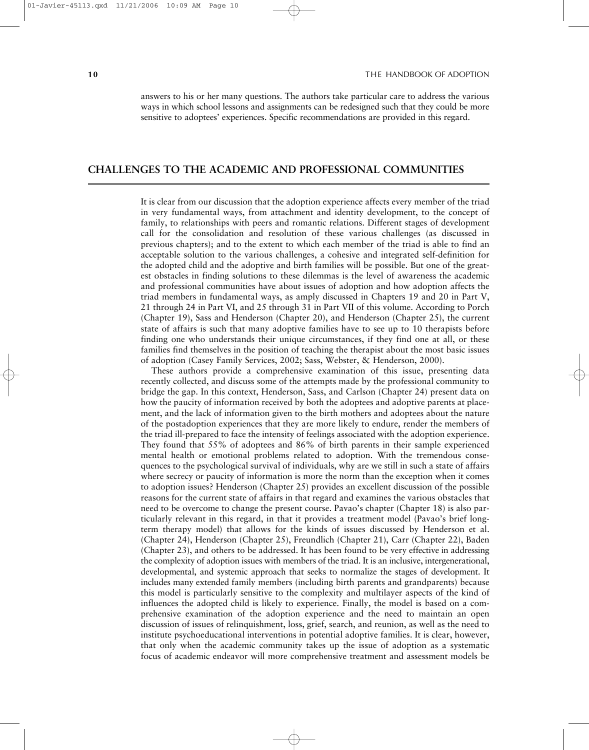answers to his or her many questions. The authors take particular care to address the various ways in which school lessons and assignments can be redesigned such that they could be more sensitive to adoptees' experiences. Specific recommendations are provided in this regard.

## CHALLENGES TO THE ACADEMIC AND PROFESSIONAL COMMUNITIES

It is clear from our discussion that the adoption experience affects every member of the triad in very fundamental ways, from attachment and identity development, to the concept of family, to relationships with peers and romantic relations. Different stages of development call for the consolidation and resolution of these various challenges (as discussed in previous chapters); and to the extent to which each member of the triad is able to find an acceptable solution to the various challenges, a cohesive and integrated self-definition for the adopted child and the adoptive and birth families will be possible. But one of the greatest obstacles in finding solutions to these dilemmas is the level of awareness the academic and professional communities have about issues of adoption and how adoption affects the triad members in fundamental ways, as amply discussed in Chapters 19 and 20 in Part V, 21 through 24 in Part VI, and 25 through 31 in Part VII of this volume. According to Porch (Chapter 19), Sass and Henderson (Chapter 20), and Henderson (Chapter 25), the current state of affairs is such that many adoptive families have to see up to 10 therapists before finding one who understands their unique circumstances, if they find one at all, or these families find themselves in the position of teaching the therapist about the most basic issues of adoption (Casey Family Services, 2002; Sass, Webster, & Henderson, 2000).

These authors provide a comprehensive examination of this issue, presenting data recently collected, and discuss some of the attempts made by the professional community to bridge the gap. In this context, Henderson, Sass, and Carlson (Chapter 24) present data on how the paucity of information received by both the adoptees and adoptive parents at placement, and the lack of information given to the birth mothers and adoptees about the nature of the postadoption experiences that they are more likely to endure, render the members of the triad ill-prepared to face the intensity of feelings associated with the adoption experience. They found that 55% of adoptees and 86% of birth parents in their sample experienced mental health or emotional problems related to adoption. With the tremendous consequences to the psychological survival of individuals, why are we still in such a state of affairs where secrecy or paucity of information is more the norm than the exception when it comes to adoption issues? Henderson (Chapter 25) provides an excellent discussion of the possible reasons for the current state of affairs in that regard and examines the various obstacles that need to be overcome to change the present course. Pavao's chapter (Chapter 18) is also particularly relevant in this regard, in that it provides a treatment model (Pavao's brief long-term therapy model) that allows for the kinds of issues discussed by Henderson et al. (Chapter 24), Henderson (Chapter 25), Freundlich (Chapter 21), Carr (Chapter 22), Baden (Chapter 23), and others to be addressed. It has been found to be very effective in addressing the complexity of adoption issues with members of the triad. It is an inclusive, intergenerational, developmental, and systemic approach that seeks to normalize the stages of development. It includes many extended family members (including birth parents and grandparents) because this model is particularly sensitive to the complexity and multilayer aspects of the kind of influences the adopted child is likely to experience. Finally, the model is based on a comprehensive examination of the adoption experience and the need to maintain an open discussion of issues of relinquishment, loss, grief, search, and reunion, as well as the need to institute psychoeducational interventions in potential adoptive families. It is clear, however, that only when the academic community takes up the issue of adoption as a systematic focus of academic endeavor will more comprehensive treatment and assessment models be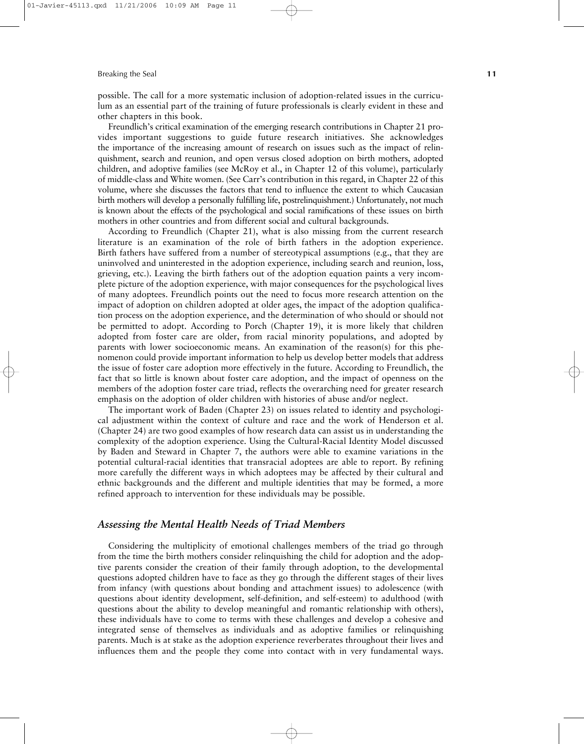possible. The call for a more systematic inclusion of adoption-related issues in the curriculum as an essential part of the training of future professionals is clearly evident in these and other chapters in this book.

Freundlich's critical examination of the emerging research contributions in Chapter 21 provides important suggestions to guide future research initiatives. She acknowledges the importance of the increasing amount of research on issues such as the impact of relinquishment, search and reunion, and open versus closed adoption on birth mothers, adopted children, and adoptive families (see McRoy et al., in Chapter 12 of this volume), particularly of middle-class and White women. (See Carr's contribution in this regard, in Chapter 22 of this volume, where she discusses the factors that tend to influence the extent to which Caucasian birth mothers will develop a personally fulfilling life, postrelinquishment.) Unfortunately, not much is known about the effects of the psychological and social ramifications of these issues on birth mothers in other countries and from different social and cultural backgrounds.

According to Freundlich (Chapter 21), what is also missing from the current research literature is an examination of the role of birth fathers in the adoption experience. Birth fathers have suffered from a number of stereotypical assumptions (e.g., that they are uninvolved and uninterested in the adoption experience, including search and reunion, loss, grieving, etc.). Leaving the birth fathers out of the adoption equation paints a very incomplete picture of the adoption experience, with major consequences for the psychological lives of many adoptees. Freundlich points out the need to focus more research attention on the impact of adoption on children adopted at older ages, the impact of the adoption qualification process on the adoption experience, and the determination of who should or should not be permitted to adopt. According to Porch (Chapter 19), it is more likely that children adopted from foster care are older, from racial minority populations, and adopted by parents with lower socioeconomic means. An examination of the reason(s) for this phenomenon could provide important information to help us develop better models that address the issue of foster care adoption more effectively in the future. According to Freundlich, the fact that so little is known about foster care adoption, and the impact of openness on the members of the adoption foster care triad, reflects the overarching need for greater research emphasis on the adoption of older children with histories of abuse and/or neglect.

The important work of Baden (Chapter 23) on issues related to identity and psychological adjustment within the context of culture and race and the work of Henderson et al. (Chapter 24) are two good examples of how research data can assist us in understanding the complexity of the adoption experience. Using the Cultural-Racial Identity Model discussed by Baden and Steward in Chapter 7, the authors were able to examine variations in the potential cultural-racial identities that transracial adoptees are able to report. By refining more carefully the different ways in which adoptees may be affected by their cultural and ethnic backgrounds and the different and multiple identities that may be formed, a more refined approach to intervention for these individuals may be possible.

### *Assessing the Mental Health Needs of Triad Members*

Considering the multiplicity of emotional challenges members of the triad go through from the time the birth mothers consider relinquishing the child for adoption and the adoptive parents consider the creation of their family through adoption, to the developmental questions adopted children have to face as they go through the different stages of their lives from infancy (with questions about bonding and attachment issues) to adolescence (with questions about identity development, self-definition, and self-esteem) to adulthood (with questions about the ability to develop meaningful and romantic relationship with others), these individuals have to come to terms with these challenges and develop a cohesive and integrated sense of themselves as individuals and as adoptive families or relinquishing parents. Much is at stake as the adoption experience reverberates throughout their lives and influences them and the people they come into contact with in very fundamental ways.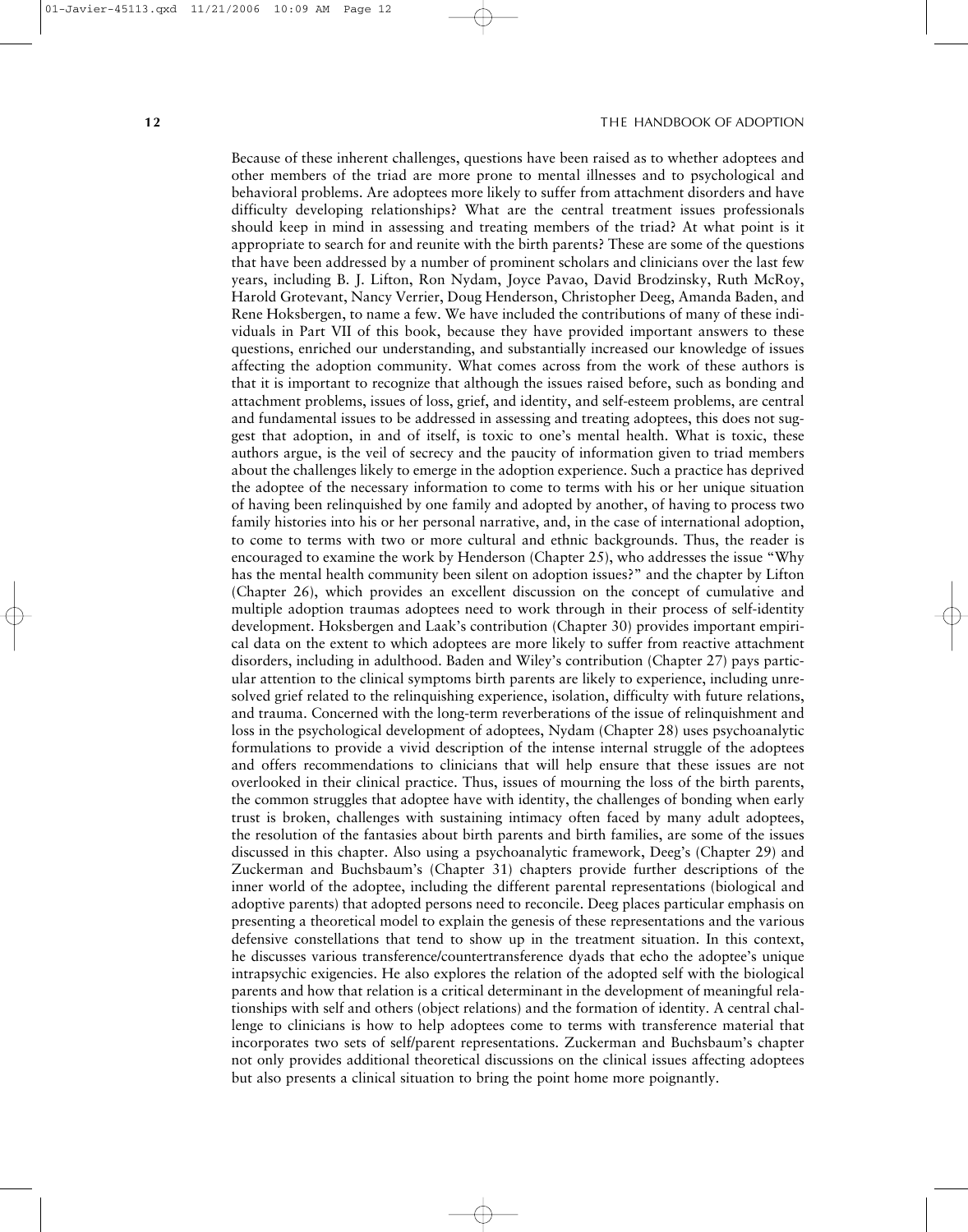Because of these inherent challenges, questions have been raised as to whether adoptees and other members of the triad are more prone to mental illnesses and to psychological and behavioral problems. Are adoptees more likely to suffer from attachment disorders and have difficulty developing relationships? What are the central treatment issues professionals should keep in mind in assessing and treating members of the triad? At what point is it appropriate to search for and reunite with the birth parents? These are some of the questions that have been addressed by a number of prominent scholars and clinicians over the last few years, including B. J. Lifton, Ron Nydam, Joyce Pavao, David Brodzinsky, Ruth McRoy, Harold Grotevant, Nancy Verrier, Doug Henderson, Christopher Deeg, Amanda Baden, and Rene Hoksbergen, to name a few. We have included the contributions of many of these individuals in Part VII of this book, because they have provided important answers to these questions, enriched our understanding, and substantially increased our knowledge of issues affecting the adoption community. What comes across from the work of these authors is that it is important to recognize that although the issues raised before, such as bonding and attachment problems, issues of loss, grief, and identity, and self-esteem problems, are central and fundamental issues to be addressed in assessing and treating adoptees, this does not suggest that adoption, in and of itself, is toxic to one's mental health. What is toxic, these authors argue, is the veil of secrecy and the paucity of information given to triad members about the challenges likely to emerge in the adoption experience. Such a practice has deprived the adoptee of the necessary information to come to terms with his or her unique situation of having been relinquished by one family and adopted by another, of having to process two family histories into his or her personal narrative, and, in the case of international adoption, to come to terms with two or more cultural and ethnic backgrounds. Thus, the reader is encouraged to examine the work by Henderson (Chapter 25), who addresses the issue "Why has the mental health community been silent on adoption issues?" and the chapter by Lifton (Chapter 26), which provides an excellent discussion on the concept of cumulative and multiple adoption traumas adoptees need to work through in their process of self-identity development. Hoksbergen and Laak's contribution (Chapter 30) provides important empirical data on the extent to which adoptees are more likely to suffer from reactive attachment disorders, including in adulthood. Baden and Wiley's contribution (Chapter 27) pays particular attention to the clinical symptoms birth parents are likely to experience, including unresolved grief related to the relinquishing experience, isolation, difficulty with future relations, and trauma. Concerned with the long-term reverberations of the issue of relinquishment and loss in the psychological development of adoptees, Nydam (Chapter 28) uses psychoanalytic formulations to provide a vivid description of the intense internal struggle of the adoptees and offers recommendations to clinicians that will help ensure that these issues are not overlooked in their clinical practice. Thus, issues of mourning the loss of the birth parents, the common struggles that adoptee have with identity, the challenges of bonding when early trust is broken, challenges with sustaining intimacy often faced by many adult adoptees, the resolution of the fantasies about birth parents and birth families, are some of the issues discussed in this chapter. Also using a psychoanalytic framework, Deeg's (Chapter 29) and Zuckerman and Buchsbaum's (Chapter 31) chapters provide further descriptions of the inner world of the adoptee, including the different parental representations (biological and adoptive parents) that adopted persons need to reconcile. Deeg places particular emphasis on presenting a theoretical model to explain the genesis of these representations and the various defensive constellations that tend to show up in the treatment situation. In this context, he discusses various transference/countertransference dyads that echo the adoptee's unique intrapsychic exigencies. He also explores the relation of the adopted self with the biological parents and how that relation is a critical determinant in the development of meaningful relationships with self and others (object relations) and the formation of identity. A central challenge to clinicians is how to help adoptees come to terms with transference material that incorporates two sets of self/parent representations. Zuckerman and Buchsbaum's chapter not only provides additional theoretical discussions on the clinical issues affecting adoptees but also presents a clinical situation to bring the point home more poignantly.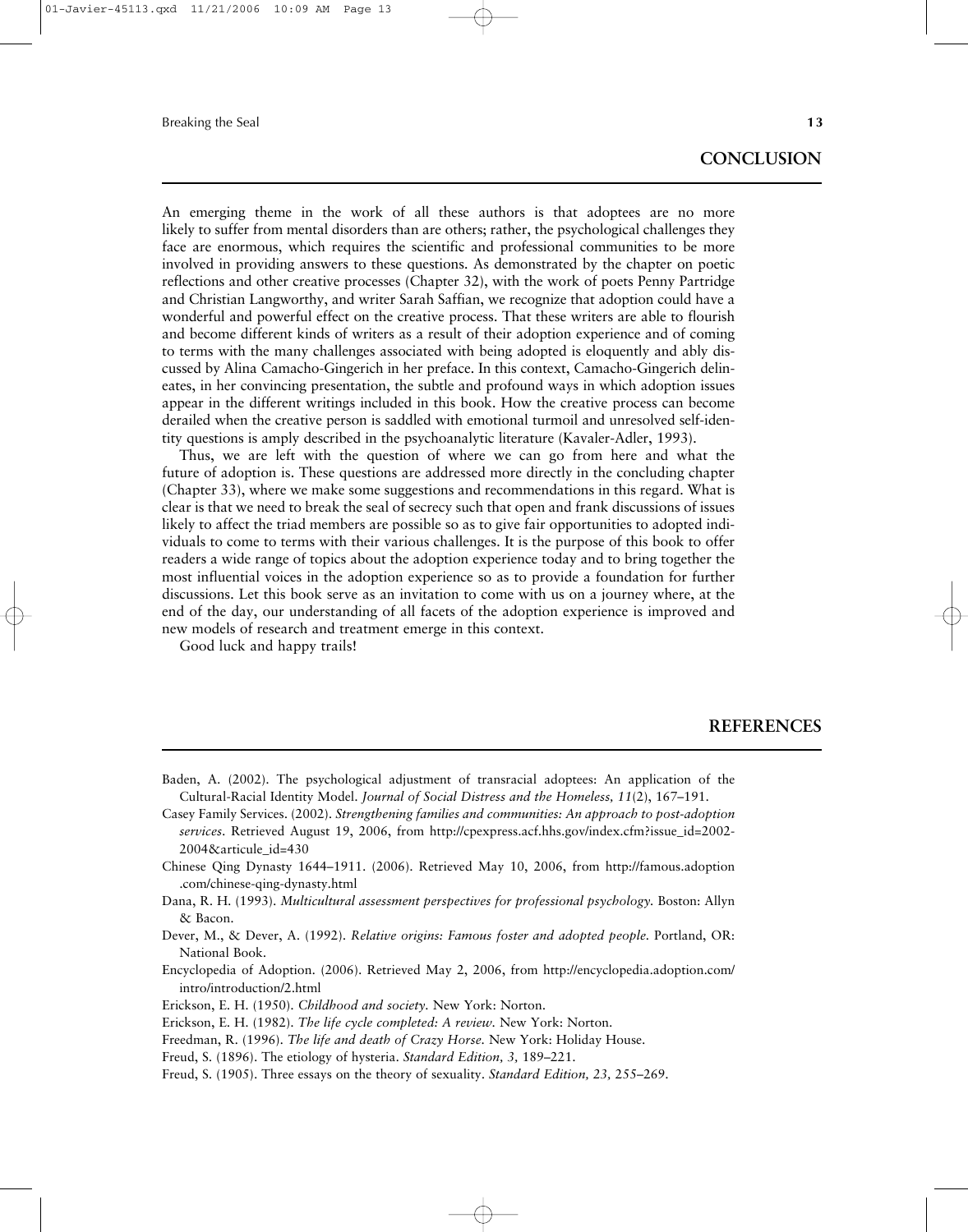## CONCLUSION

An emerging theme in the work of all these authors is that adoptees are no more likely to suffer from mental disorders than are others; rather, the psychological challenges they face are enormous, which requires the scientific and professional communities to be more involved in providing answers to these questions. As demonstrated by the chapter on poetic reflections and other creative processes (Chapter 32), with the work of poets Penny Partridge and Christian Langworthy, and writer Sarah Saffian, we recognize that adoption could have a wonderful and powerful effect on the creative process. That these writers are able to flourish and become different kinds of writers as a result of their adoption experience and of coming to terms with the many challenges associated with being adopted is eloquently and ably discussed by Alina Camacho-Gingerich in her preface. In this context, Camacho-Gingerich delineates, in her convincing presentation, the subtle and profound ways in which adoption issues appear in the different writings included in this book. How the creative process can become derailed when the creative person is saddled with emotional turmoil and unresolved self-identity questions is amply described in the psychoanalytic literature (Kavaler-Adler, 1993).

Thus, we are left with the question of where we can go from here and what the future of adoption is. These questions are addressed more directly in the concluding chapter (Chapter 33), where we make some suggestions and recommendations in this regard. What is clear is that we need to break the seal of secrecy such that open and frank discussions of issues likely to affect the triad members are possible so as to give fair opportunities to adopted individuals to come to terms with their various challenges. It is the purpose of this book to offer readers a wide range of topics about the adoption experience today and to bring together the most influential voices in the adoption experience so as to provide a foundation for further discussions. Let this book serve as an invitation to come with us on a journey where, at the end of the day, our understanding of all facets of the adoption experience is improved and new models of research and treatment emerge in this context.

Good luck and happy trails!

## REFERENCES

Baden, A. (2002). The psychological adjustment of transracial adoptees: An application of the Cultural-Racial Identity Model. *Journal of Social Distress and the Homeless, 11*(2), 167–191.

Casey Family Services. (2002). *Strengthening families and communities: An approach to post-adoption services.* Retrieved August 19, 2006, from http://cpexpress.acf.hhs.gov/index.cfm?issue_id=2002-2004&articule_id=430

Chinese Qing Dynasty 1644–1911. (2006). Retrieved May 10, 2006, from http://famous.adoption.com/chinese-qing-dynasty.html

Dana, R. H. (1993). *Multicultural assessment perspectives for professional psychology.* Boston: Allyn & Bacon.

Dever, M., & Dever, A. (1992). *Relative origins: Famous foster and adopted people.* Portland, OR: National Book.

Encyclopedia of Adoption. (2006). Retrieved May 2, 2006, from http://encyclopedia.adoption.com/intro/introduction/2.html

Erickson, E. H. (1950). *Childhood and society.* New York: Norton.

Erickson, E. H. (1982). *The life cycle completed: A review.* New York: Norton.

Freedman, R. (1996). *The life and death of Crazy Horse.* New York: Holiday House.

Freud, S. (1896). The etiology of hysteria. *Standard Edition, 3,* 189–221.

Freud, S. (1905). Three essays on the theory of sexuality. *Standard Edition, 23,* 255–269.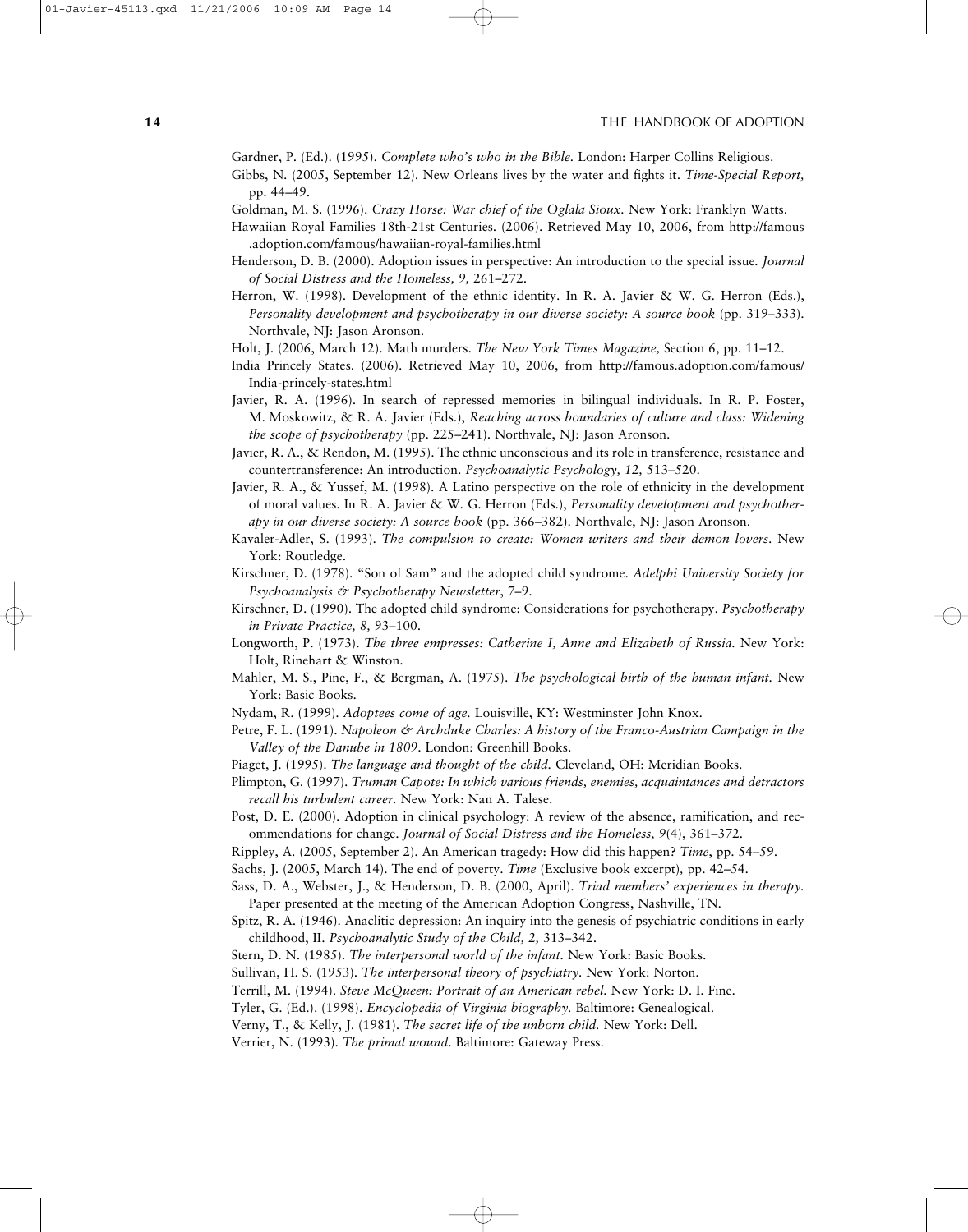Gardner, P. (Ed.). (1995). *Complete who's who in the Bible*. London: Harper Collins Religious.

Gibbs, N. (2005, September 12). New Orleans lives by the water and fights it. *Time-Special Report,* pp. 44–49.

Goldman, M. S. (1996). *Crazy Horse: War chief of the Oglala Sioux*. New York: Franklyn Watts.

Hawaiian Royal Families 18th-21st Centuries. (2006). Retrieved May 10, 2006, from http://famous.adoption.com/famous/hawaiian-royal-families.html

Henderson, D. B. (2000). Adoption issues in perspective: An introduction to the special issue. *Journal of Social Distress and the Homeless, 9,* 261–272.

Herron, W. (1998). Development of the ethnic identity. In R. A. Javier & W. G. Herron (Eds.), *Personality development and psychotherapy in our diverse society: A source book* (pp. 319–333). Northvale, NJ: Jason Aronson.

Holt, J. (2006, March 12). Math murders. *The New York Times Magazine,* Section 6, pp. 11–12.

India Princely States. (2006). Retrieved May 10, 2006, from http://famous.adoption.com/famous/India-princely-states.html

Javier, R. A. (1996). In search of repressed memories in bilingual individuals. In R. P. Foster, M. Moskowitz, & R. A. Javier (Eds.), *Reaching across boundaries of culture and class: Widening the scope of psychotherapy* (pp. 225–241). Northvale, NJ: Jason Aronson.

Javier, R. A., & Rendon, M. (1995). The ethnic unconscious and its role in transference, resistance and countertransference: An introduction. *Psychoanalytic Psychology, 12,* 513–520.

Javier, R. A., & Yussef, M. (1998). A Latino perspective on the role of ethnicity in the development of moral values. In R. A. Javier & W. G. Herron (Eds.), *Personality development and psychotherapy in our diverse society: A source book* (pp. 366–382). Northvale, NJ: Jason Aronson.

Kavaler-Adler, S. (1993). *The compulsion to create: Women writers and their demon lovers*. New York: Routledge.

Kirschner, D. (1978). "Son of Sam" and the adopted child syndrome. *Adelphi University Society for Psychoanalysis & Psychotherapy Newsletter*, 7–9.

Kirschner, D. (1990). The adopted child syndrome: Considerations for psychotherapy. *Psychotherapy in Private Practice, 8,* 93–100.

Longworth, P. (1973). *The three empresses: Catherine I, Anne and Elizabeth of Russia.* New York: Holt, Rinehart & Winston.

Mahler, M. S., Pine, F., & Bergman, A. (1975). *The psychological birth of the human infant.* New York: Basic Books.

Nydam, R. (1999). *Adoptees come of age*. Louisville, KY: Westminster John Knox.

Petre, F. L. (1991). *Napoleon & Archduke Charles: A history of the Franco-Austrian Campaign in the Valley of the Danube in 1809*. London: Greenhill Books.

Piaget, J. (1995). *The language and thought of the child.* Cleveland, OH: Meridian Books.

Plimpton, G. (1997). *Truman Capote: In which various friends, enemies, acquaintances and detractors recall his turbulent career*. New York: Nan A. Talese.

Post, D. E. (2000). Adoption in clinical psychology: A review of the absence, ramification, and recommendations for change. *Journal of Social Distress and the Homeless, 9*(4), 361–372.

Rippley, A. (2005, September 2). An American tragedy: How did this happen? *Time*, pp. 54–59.

Sachs, J. (2005, March 14). The end of poverty. *Time* (Exclusive book excerpt)*,* pp. 42–54.

Sass, D. A., Webster, J., & Henderson, D. B. (2000, April). *Triad members' experiences in therapy.* Paper presented at the meeting of the American Adoption Congress, Nashville, TN.

Spitz, R. A. (1946). Anaclitic depression: An inquiry into the genesis of psychiatric conditions in early childhood, II. *Psychoanalytic Study of the Child, 2,* 313–342.

Stern, D. N. (1985). *The interpersonal world of the infant.* New York: Basic Books.

Sullivan, H. S. (1953). *The interpersonal theory of psychiatry.* New York: Norton.

Terrill, M. (1994). *Steve McQueen: Portrait of an American rebel.* New York: D. I. Fine.

Tyler, G. (Ed.). (1998). *Encyclopedia of Virginia biography.* Baltimore: Genealogical.

Verny, T., & Kelly, J. (1981). *The secret life of the unborn child.* New York: Dell.

Verrier, N. (1993). *The primal wound.* Baltimore: Gateway Press.